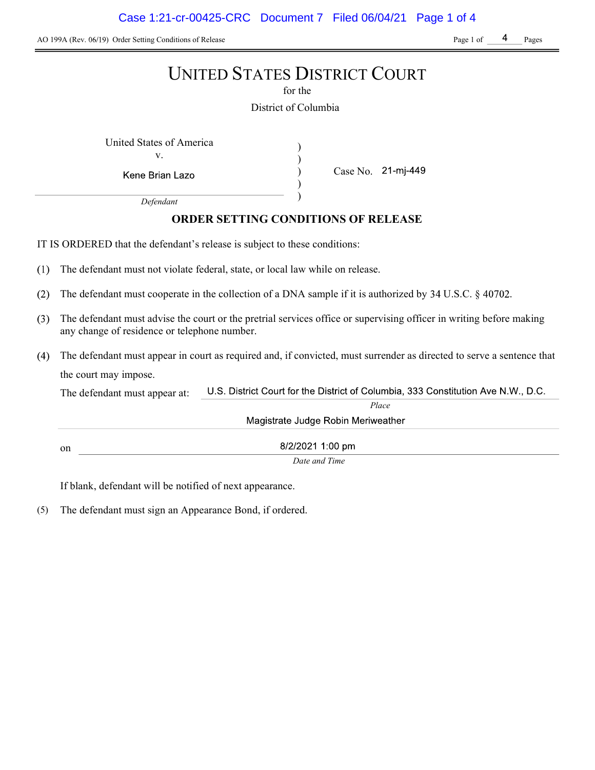AO 199A (Rev. 06/19) Order Setting Conditions of Release

# UNITED STATES DISTRICT COURT

for the

District of Columbia

United States of America
v.
Kene Brian Lazo
*Defendant*

Case No. 21-mj-449

## ORDER SETTING CONDITIONS OF RELEASE

IT IS ORDERED that the defendant's release is subject to these conditions:

(1) The defendant must not violate federal, state, or local law while on release.

(2) The defendant must cooperate in the collection of a DNA sample if it is authorized by 34 U.S.C. § 40702.

(3) The defendant must advise the court or the pretrial services office or supervising officer in writing before making any change of residence or telephone number.

(4) The defendant must appear in court as required and, if convicted, must surrender as directed to serve a sentence that the court may impose.

The defendant must appear at: U.S. District Court for the District of Columbia, 333 Constitution Ave N.W., D.C.
*Place*
Magistrate Judge Robin Meriweather

on 8/2/2021 1:00 pm
*Date and Time*

If blank, defendant will be notified of next appearance.

(5) The defendant must sign an Appearance Bond, if ordered.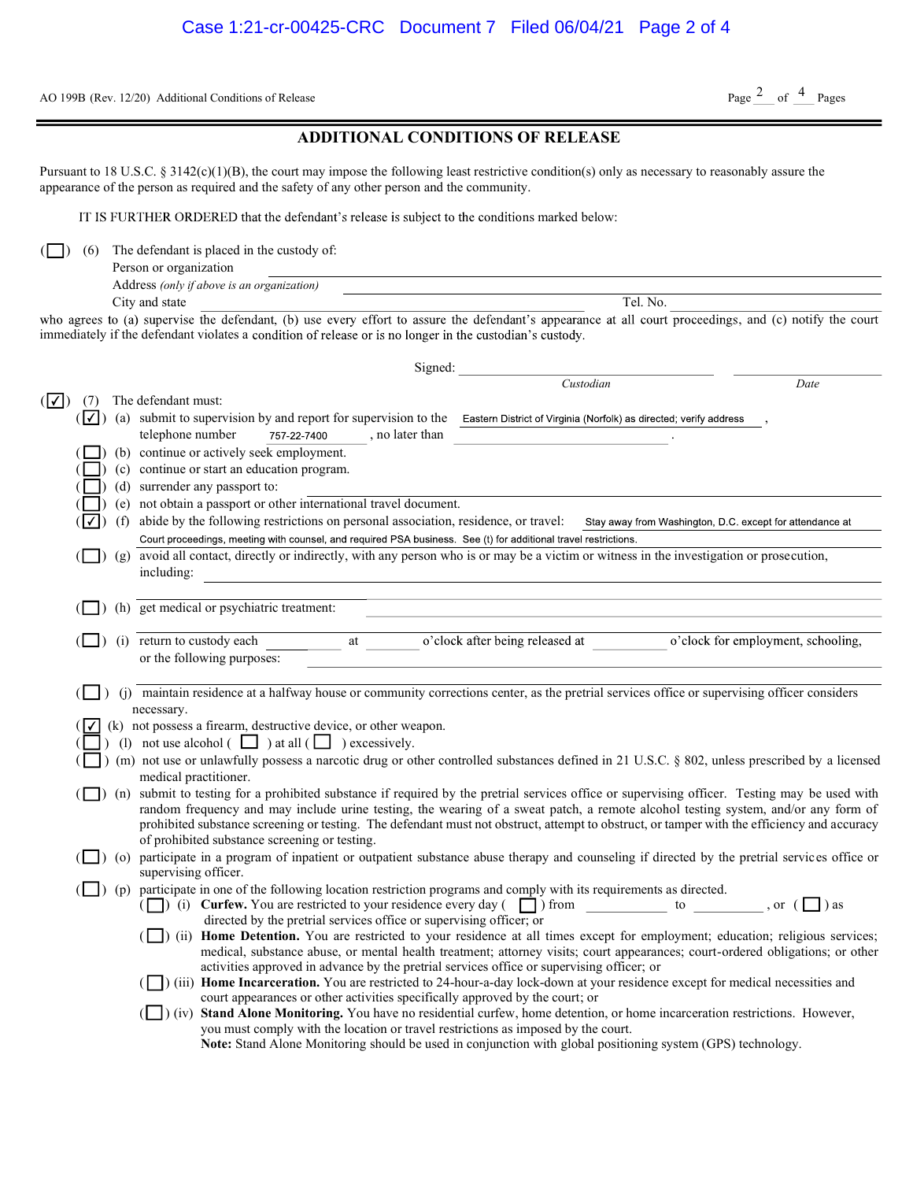AO 199B (Rev. 12/20) Additional Conditions of Release

## ADDITIONAL CONDITIONS OF RELEASE

Pursuant to 18 U.S.C. § 3142(c)(1)(B), the court may impose the following least restrictive condition(s) only as necessary to reasonably assure the appearance of the person as required and the safety of any other person and the community.

IT IS FURTHER ORDERED that the defendant's release is subject to the conditions marked below:

( ☐ ) (6) The defendant is placed in the custody of:

Person or organization \_\_\_\_\_\_\_\_\_\_\_\_\_\_\_\_\_\_\_\_

Address *(only if above is an organization)* \_\_\_\_\_\_\_\_\_\_\_\_\_\_\_\_\_\_\_\_

City and state \_\_\_\_\_\_\_\_\_\_\_\_\_\_\_\_\_\_\_\_ Tel. No. \_\_\_\_\_\_\_\_\_\_

who agrees to (a) supervise the defendant, (b) use every effort to assure the defendant's appearance at all court proceedings, and (c) notify the court immediately if the defendant violates a condition of release or is no longer in the custodian's custody.

Signed: \_\_\_\_\_\_\_\_\_\_\_\_\_\_\_\_\_\_\_\_ \_\_\_\_\_\_\_\_\_\_
*Custodian* *Date*

( ☑ ) (7) The defendant must:

- ( ☑ ) (a) submit to supervision by and report for supervision to the Eastern District of Virginia (Norfolk) as directed; verify address, telephone number 757-22-7400, no later than \_\_\_\_\_\_\_\_\_\_.
- ( ☐ ) (b) continue or actively seek employment.
- ( ☐ ) (c) continue or start an education program.
- ( ☐ ) (d) surrender any passport to: \_\_\_\_\_\_\_\_\_\_
- ( ☐ ) (e) not obtain a passport or other international travel document.
- ( ☑ ) (f) abide by the following restrictions on personal association, residence, or travel: Stay away from Washington, D.C. except for attendance at Court proceedings, meeting with counsel, and required PSA business. See (t) for additional travel restrictions.
- ( ☐ ) (g) avoid all contact, directly or indirectly, with any person who is or may be a victim or witness in the investigation or prosecution, including: \_\_\_\_\_\_\_\_\_\_
- ( ☐ ) (h) get medical or psychiatric treatment: \_\_\_\_\_\_\_\_\_\_
- ( ☐ ) (i) return to custody each \_\_\_\_\_\_ at \_\_\_\_\_\_ o'clock after being released at \_\_\_\_\_\_ o'clock for employment, schooling, or the following purposes: \_\_\_\_\_\_\_\_\_\_
- ( ☐ ) (j) maintain residence at a halfway house or community corrections center, as the pretrial services office or supervising officer considers necessary.
- ( ☑ ) (k) not possess a firearm, destructive device, or other weapon.
- ( ☐ ) (l) not use alcohol ( ☐ ) at all ( ☐ ) excessively.
- ( ☐ ) (m) not use or unlawfully possess a narcotic drug or other controlled substances defined in 21 U.S.C. § 802, unless prescribed by a licensed medical practitioner.
- ( ☐ ) (n) submit to testing for a prohibited substance if required by the pretrial services office or supervising officer. Testing may be used with random frequency and may include urine testing, the wearing of a sweat patch, a remote alcohol testing system, and/or any form of prohibited substance screening or testing. The defendant must not obstruct, attempt to obstruct, or tamper with the efficiency and accuracy of prohibited substance screening or testing.
- ( ☐ ) (o) participate in a program of inpatient or outpatient substance abuse therapy and counseling if directed by the pretrial services office or supervising officer.
- ( ☐ ) (p) participate in one of the following location restriction programs and comply with its requirements as directed.
  - ( ☐ ) (i) **Curfew.** You are restricted to your residence every day ( ☐ ) from \_\_\_\_\_\_ to \_\_\_\_\_\_, or ( ☐ ) as directed by the pretrial services office or supervising officer; or
  - ( ☐ ) (ii) **Home Detention.** You are restricted to your residence at all times except for employment; education; religious services; medical, substance abuse, or mental health treatment; attorney visits; court appearances; court-ordered obligations; or other activities approved in advance by the pretrial services office or supervising officer; or
  - ( ☐ ) (iii) **Home Incarceration.** You are restricted to 24-hour-a-day lock-down at your residence except for medical necessities and court appearances or other activities specifically approved by the court; or
  - ( ☐ ) (iv) **Stand Alone Monitoring.** You have no residential curfew, home detention, or home incarceration restrictions. However, you must comply with the location or travel restrictions as imposed by the court.
    **Note:** Stand Alone Monitoring should be used in conjunction with global positioning system (GPS) technology.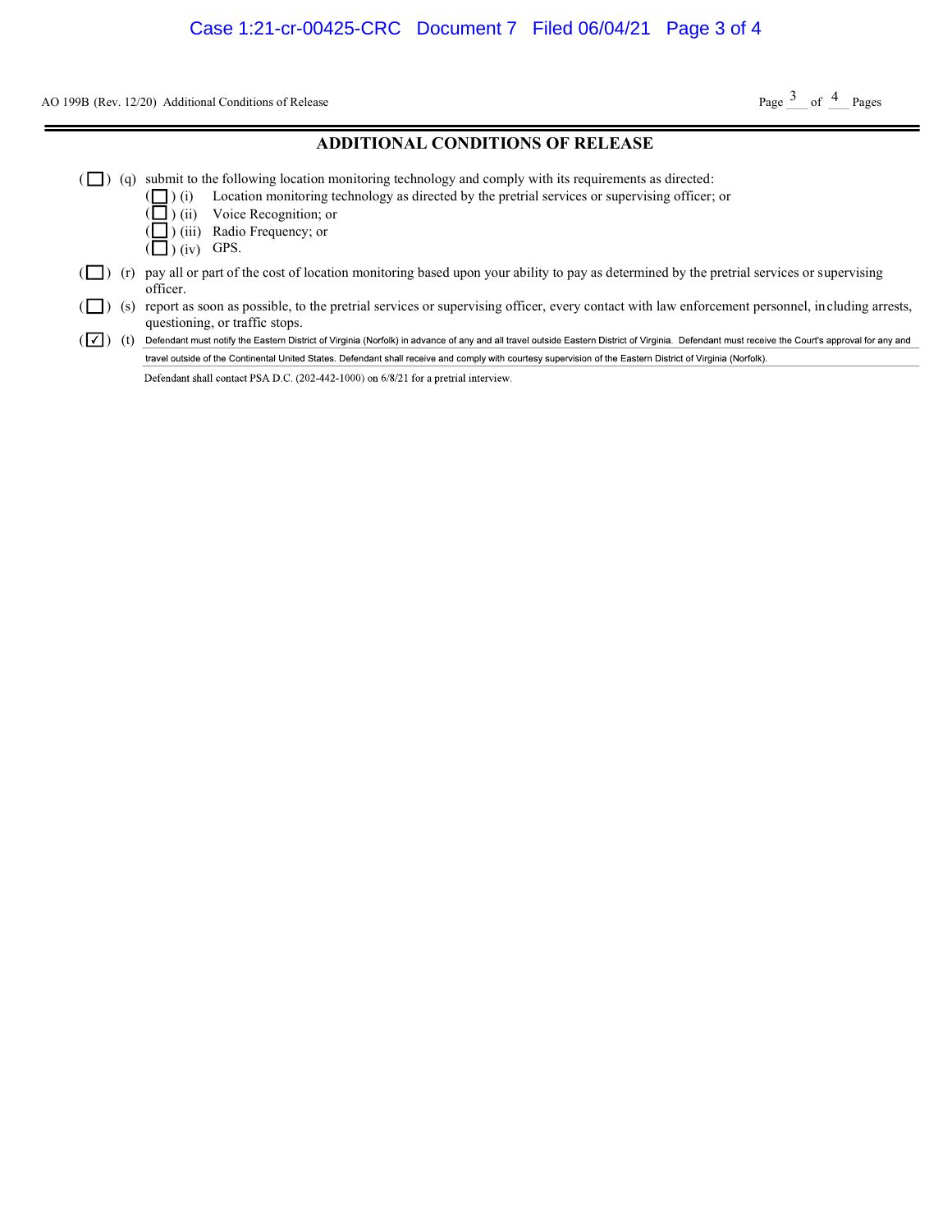AO 199B (Rev. 12/20) Additional Conditions of Release

## ADDITIONAL CONDITIONS OF RELEASE

( ☐ ) (q) submit to the following location monitoring technology and comply with its requirements as directed:

- ( ☐ ) (i) Location monitoring technology as directed by the pretrial services or supervising officer; or
- ( ☐ ) (ii) Voice Recognition; or
- ( ☐ ) (iii) Radio Frequency; or
- ( ☐ ) (iv) GPS.

( ☐ ) (r) pay all or part of the cost of location monitoring based upon your ability to pay as determined by the pretrial services or supervising officer.

( ☐ ) (s) report as soon as possible, to the pretrial services or supervising officer, every contact with law enforcement personnel, including arrests, questioning, or traffic stops.

( ☑ ) (t) Defendant must notify the Eastern District of Virginia (Norfolk) in advance of any and all travel outside Eastern District of Virginia. Defendant must receive the Court's approval for any and travel outside of the Continental United States. Defendant shall receive and comply with courtesy supervision of the Eastern District of Virginia (Norfolk).

Defendant shall contact PSA D.C. (202-442-1000) on 6/8/21 for a pretrial interview.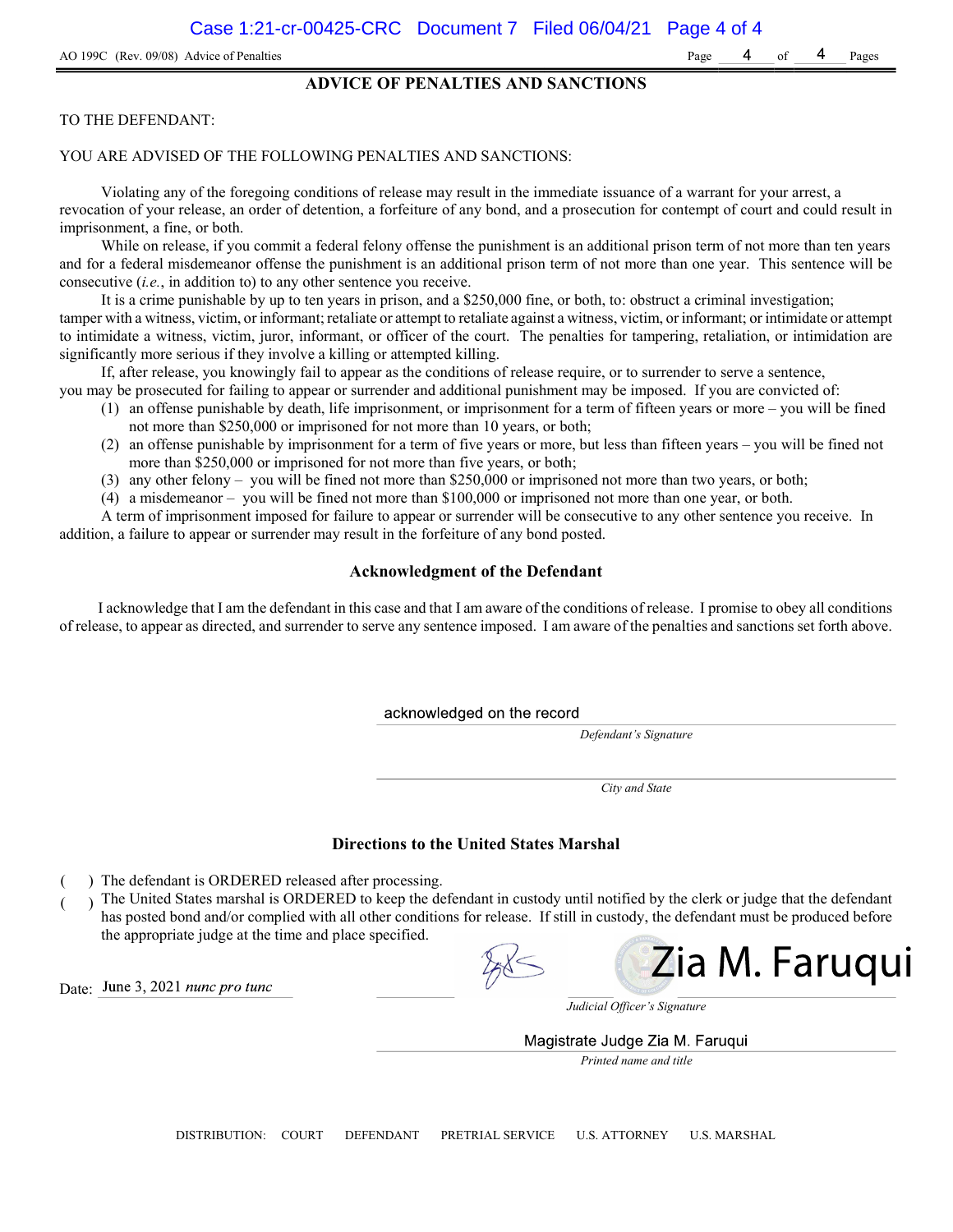AO 199C (Rev. 09/08) Advice of Penalties

## ADVICE OF PENALTIES AND SANCTIONS

TO THE DEFENDANT:

YOU ARE ADVISED OF THE FOLLOWING PENALTIES AND SANCTIONS:

Violating any of the foregoing conditions of release may result in the immediate issuance of a warrant for your arrest, a revocation of your release, an order of detention, a forfeiture of any bond, and a prosecution for contempt of court and could result in imprisonment, a fine, or both.

While on release, if you commit a federal felony offense the punishment is an additional prison term of not more than ten years and for a federal misdemeanor offense the punishment is an additional prison term of not more than one year. This sentence will be consecutive (*i.e.*, in addition to) to any other sentence you receive.

It is a crime punishable by up to ten years in prison, and a $250,000 fine, or both, to: obstruct a criminal investigation; tamper with a witness, victim, or informant; retaliate or attempt to retaliate against a witness, victim, or informant; or intimidate or attempt to intimidate a witness, victim, juror, informant, or officer of the court. The penalties for tampering, retaliation, or intimidation are significantly more serious if they involve a killing or attempted killing.

If, after release, you knowingly fail to appear as the conditions of release require, or to surrender to serve a sentence, you may be prosecuted for failing to appear or surrender and additional punishment may be imposed. If you are convicted of:

(1) an offense punishable by death, life imprisonment, or imprisonment for a term of fifteen years or more – you will be fined not more than $250,000 or imprisoned for not more than 10 years, or both;
(2) an offense punishable by imprisonment for a term of five years or more, but less than fifteen years – you will be fined not more than $250,000 or imprisoned for not more than five years, or both;
(3) any other felony – you will be fined not more than $250,000 or imprisoned not more than two years, or both;
(4) a misdemeanor – you will be fined not more than $100,000 or imprisoned not more than one year, or both.

A term of imprisonment imposed for failure to appear or surrender will be consecutive to any other sentence you receive. In addition, a failure to appear or surrender may result in the forfeiture of any bond posted.

### Acknowledgment of the Defendant

I acknowledge that I am the defendant in this case and that I am aware of the conditions of release. I promise to obey all conditions of release, to appear as directed, and surrender to serve any sentence imposed. I am aware of the penalties and sanctions set forth above.

acknowledged on the record
*Defendant's Signature*

*City and State*

### Directions to the United States Marshal

( ) The defendant is ORDERED released after processing.
( ) The United States marshal is ORDERED to keep the defendant in custody until notified by the clerk or judge that the defendant has posted bond and/or complied with all other conditions for release. If still in custody, the defendant must be produced before the appropriate judge at the time and place specified.

Date: June 3, 2021 *nunc pro tunc*

Zia M. Faruqui
*Judicial Officer's Signature*

Magistrate Judge Zia M. Faruqui
*Printed name and title*

DISTRIBUTION: COURT DEFENDANT PRETRIAL SERVICE U.S. ATTORNEY U.S. MARSHAL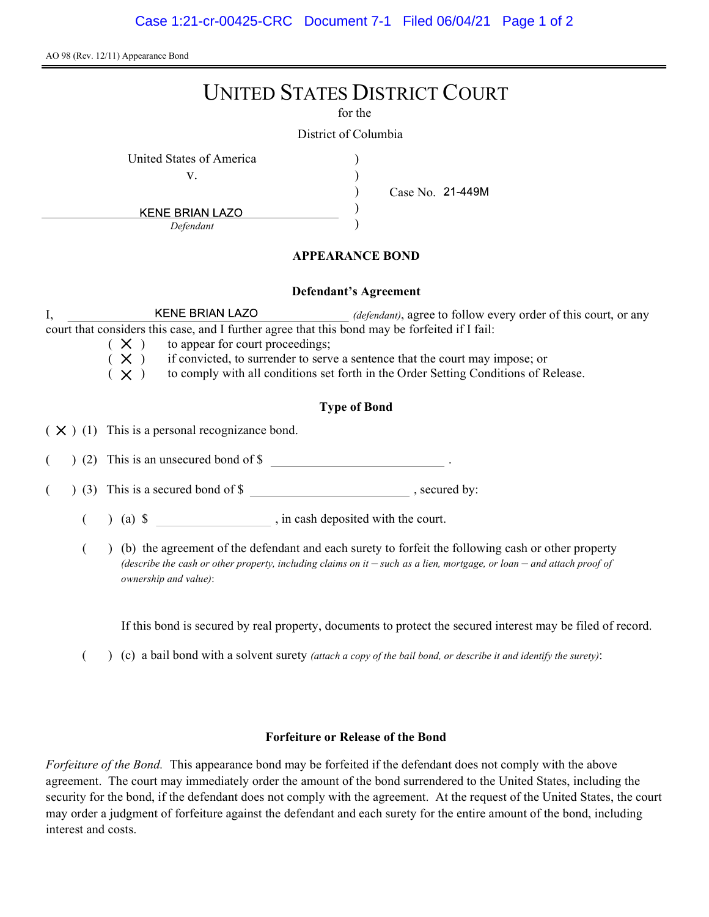AO 98 (Rev. 12/11) Appearance Bond

# UNITED STATES DISTRICT COURT

for the

District of Columbia

United States of America
v.
KENE BRIAN LAZO
*Defendant*

Case No. 21-449M

## APPEARANCE BOND

### Defendant's Agreement

I, KENE BRIAN LAZO *(defendant)*, agree to follow every order of this court, or any court that considers this case, and I further agree that this bond may be forfeited if I fail:

( X ) to appear for court proceedings;
( X ) if convicted, to surrender to serve a sentence that the court may impose; or
( X ) to comply with all conditions set forth in the Order Setting Conditions of Release.

### Type of Bond

( X ) (1) This is a personal recognizance bond.

( ) (2) This is an unsecured bond of $ \_\_\_\_\_\_\_\_\_\_ .

( ) (3) This is a secured bond of $ \_\_\_\_\_\_\_\_\_\_ , secured by:

( ) (a) $ \_\_\_\_\_\_\_\_\_\_ , in cash deposited with the court.

( ) (b) the agreement of the defendant and each surety to forfeit the following cash or other property *(describe the cash or other property, including claims on it – such as a lien, mortgage, or loan – and attach proof of ownership and value)*:

If this bond is secured by real property, documents to protect the secured interest may be filed of record.

( ) (c) a bail bond with a solvent surety *(attach a copy of the bail bond, or describe it and identify the surety)*:

### Forfeiture or Release of the Bond

*Forfeiture of the Bond.* This appearance bond may be forfeited if the defendant does not comply with the above agreement. The court may immediately order the amount of the bond surrendered to the United States, including the security for the bond, if the defendant does not comply with the agreement. At the request of the United States, the court may order a judgment of forfeiture against the defendant and each surety for the entire amount of the bond, including interest and costs.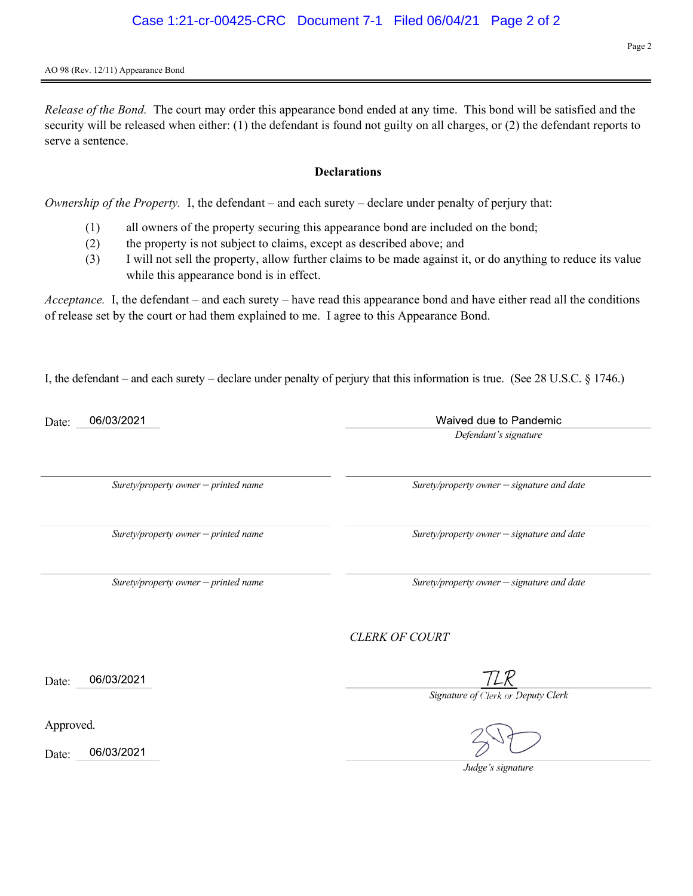AO 98 (Rev. 12/11) Appearance Bond

*Release of the Bond.* The court may order this appearance bond ended at any time. This bond will be satisfied and the security will be released when either: (1) the defendant is found not guilty on all charges, or (2) the defendant reports to serve a sentence.

**Declarations**

*Ownership of the Property.* I, the defendant – and each surety – declare under penalty of perjury that:

(1) all owners of the property securing this appearance bond are included on the bond;
(2) the property is not subject to claims, except as described above; and
(3) I will not sell the property, allow further claims to be made against it, or do anything to reduce its value while this appearance bond is in effect.

*Acceptance.* I, the defendant – and each surety – have read this appearance bond and have either read all the conditions of release set by the court or had them explained to me. I agree to this Appearance Bond.

I, the defendant – and each surety – declare under penalty of perjury that this information is true. (See 28 U.S.C. § 1746.)

Date: 06/03/2021

Waived due to Pandemic
*Defendant's signature*

*Surety/property owner – printed name* | *Surety/property owner – signature and date*

*Surety/property owner – printed name* | *Surety/property owner – signature and date*

*Surety/property owner – printed name* | *Surety/property owner – signature and date*

*CLERK OF COURT*

Date: 06/03/2021

TLR
*Signature of Clerk or Deputy Clerk*

Approved.

Date: 06/03/2021

*Judge's signature*